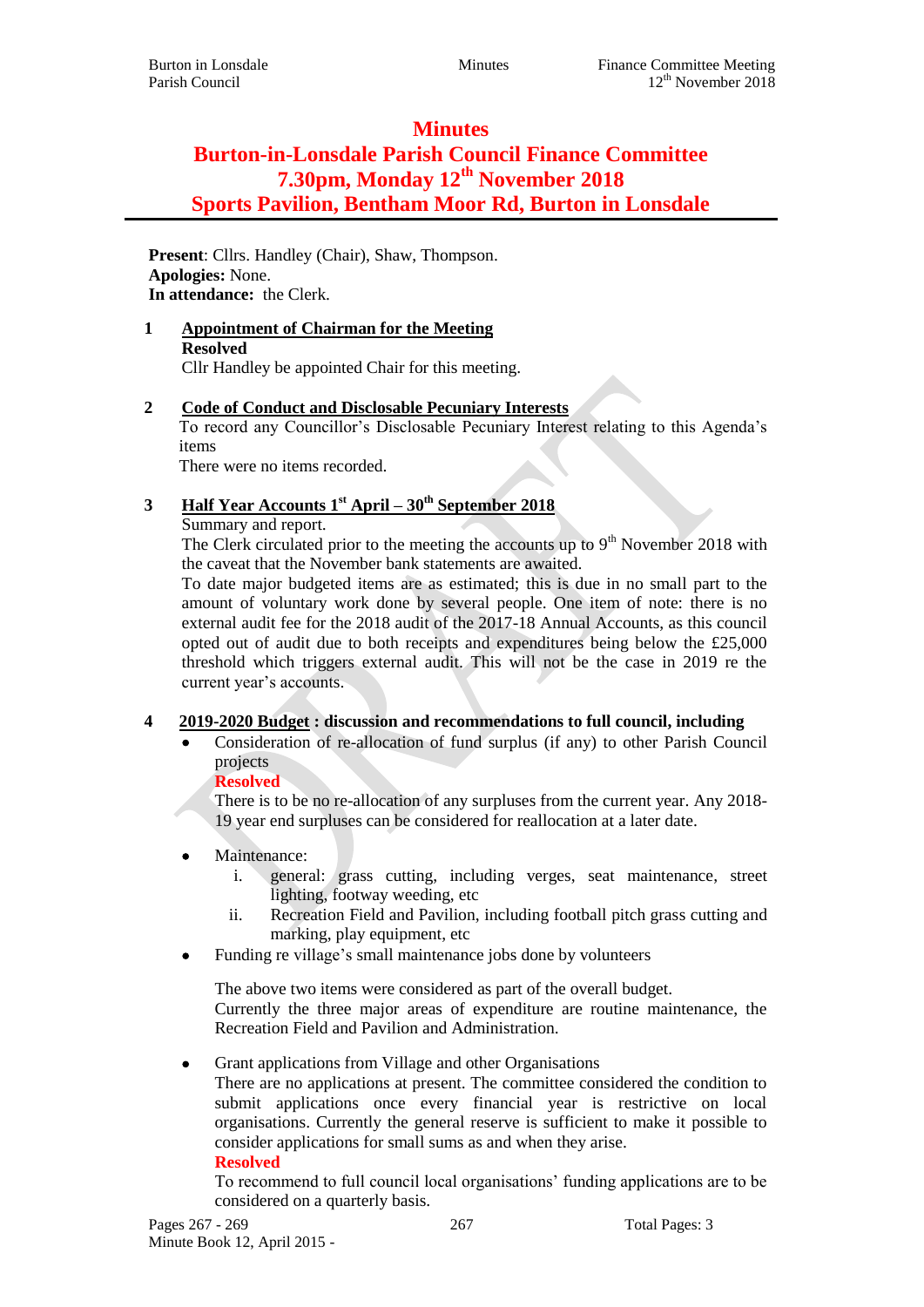# Minutes

# Burton-in-Lonsdale Parish Council Finance Committee

## 7.30pm, Monday 12th November 2018

## Sports Pavilion, Bentham Moor Rd, Burton in Lonsdale

**Present**: Cllrs. Handley (Chair), Shaw, Thompson.
**Apologies:** None.
**In attendance:** the Clerk.

**1 Appointment of Chairman for the Meeting**

**Resolved**

Cllr Handley be appointed Chair for this meeting.

**2 Code of Conduct and Disclosable Pecuniary Interests**

To record any Councillor's Disclosable Pecuniary Interest relating to this Agenda's items

There were no items recorded.

**3 Half Year Accounts 1st April – 30th September 2018**

Summary and report.

The Clerk circulated prior to the meeting the accounts up to 9th November 2018 with the caveat that the November bank statements are awaited.

To date major budgeted items are as estimated; this is due in no small part to the amount of voluntary work done by several people. One item of note: there is no external audit fee for the 2018 audit of the 2017-18 Annual Accounts, as this council opted out of audit due to both receipts and expenditures being below the £25,000 threshold which triggers external audit. This will not be the case in 2019 re the current year's accounts.

**4 2019-2020 Budget : discussion and recommendations to full council, including**

- Consideration of re-allocation of fund surplus (if any) to other Parish Council projects

  **Resolved**

  There is to be no re-allocation of any surpluses from the current year. Any 2018-19 year end surpluses can be considered for reallocation at a later date.

- Maintenance:
  1. general: grass cutting, including verges, seat maintenance, street lighting, footway weeding, etc
  2. Recreation Field and Pavilion, including football pitch grass cutting and marking, play equipment, etc
- Funding re village's small maintenance jobs done by volunteers

  The above two items were considered as part of the overall budget.

  Currently the three major areas of expenditure are routine maintenance, the Recreation Field and Pavilion and Administration.

- Grant applications from Village and other Organisations

  There are no applications at present. The committee considered the condition to submit applications once every financial year is restrictive on local organisations. Currently the general reserve is sufficient to make it possible to consider applications for small sums as and when they arise.

  **Resolved**

  To recommend to full council local organisations' funding applications are to be considered on a quarterly basis.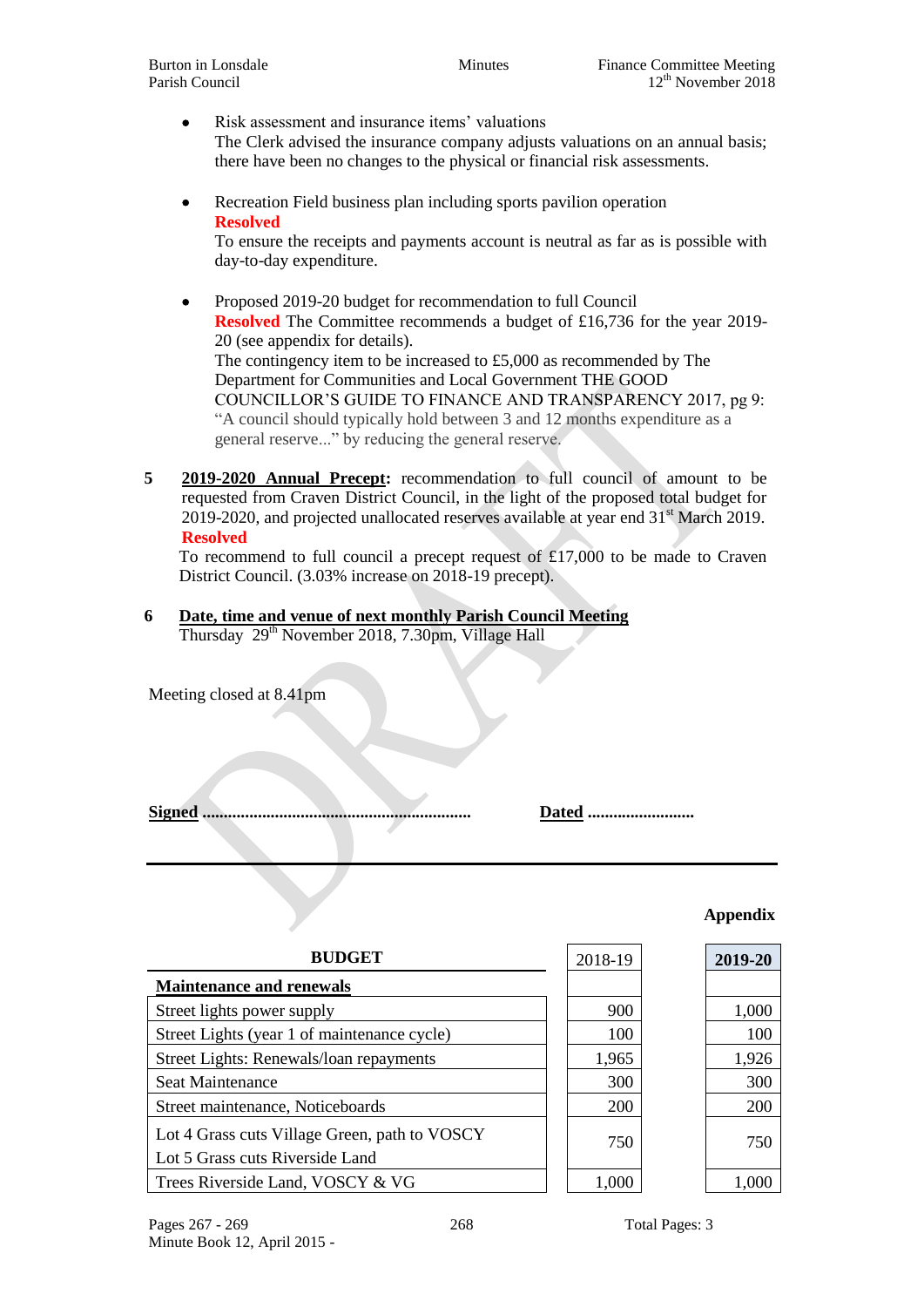- Risk assessment and insurance items' valuations
  The Clerk advised the insurance company adjusts valuations on an annual basis; there have been no changes to the physical or financial risk assessments.

- Recreation Field business plan including sports pavilion operation
  **Resolved**
  To ensure the receipts and payments account is neutral as far as is possible with day-to-day expenditure.

- Proposed 2019-20 budget for recommendation to full Council
  **Resolved** The Committee recommends a budget of £16,736 for the year 2019-20 (see appendix for details).
  The contingency item to be increased to £5,000 as recommended by The Department for Communities and Local Government THE GOOD COUNCILLOR'S GUIDE TO FINANCE AND TRANSPARENCY 2017, pg 9: "A council should typically hold between 3 and 12 months expenditure as a general reserve..." by reducing the general reserve.

**5** **2019-2020 Annual Precept:** recommendation to full council of amount to be requested from Craven District Council, in the light of the proposed total budget for 2019-2020, and projected unallocated reserves available at year end 31st March 2019.
**Resolved**
To recommend to full council a precept request of £17,000 to be made to Craven District Council. (3.03% increase on 2018-19 precept).

**6** **Date, time and venue of next monthly Parish Council Meeting**
Thursday 29th November 2018, 7.30pm, Village Hall

Meeting closed at 8.41pm

**Signed** ............................................................... **Dated** .........................

**Appendix**

| BUDGET | 2018-19 | 2019-20 |
|---|---|---|
| **Maintenance and renewals** | | |
| Street lights power supply | 900 | 1,000 |
| Street Lights (year 1 of maintenance cycle) | 100 | 100 |
| Street Lights: Renewals/loan repayments | 1,965 | 1,926 |
| Seat Maintenance | 300 | 300 |
| Street maintenance, Noticeboards | 200 | 200 |
| Lot 4 Grass cuts Village Green, path to VOSCY<br>Lot 5 Grass cuts Riverside Land | 750 | 750 |
| Trees Riverside Land, VOSCY & VG | 1,000 | 1,000 |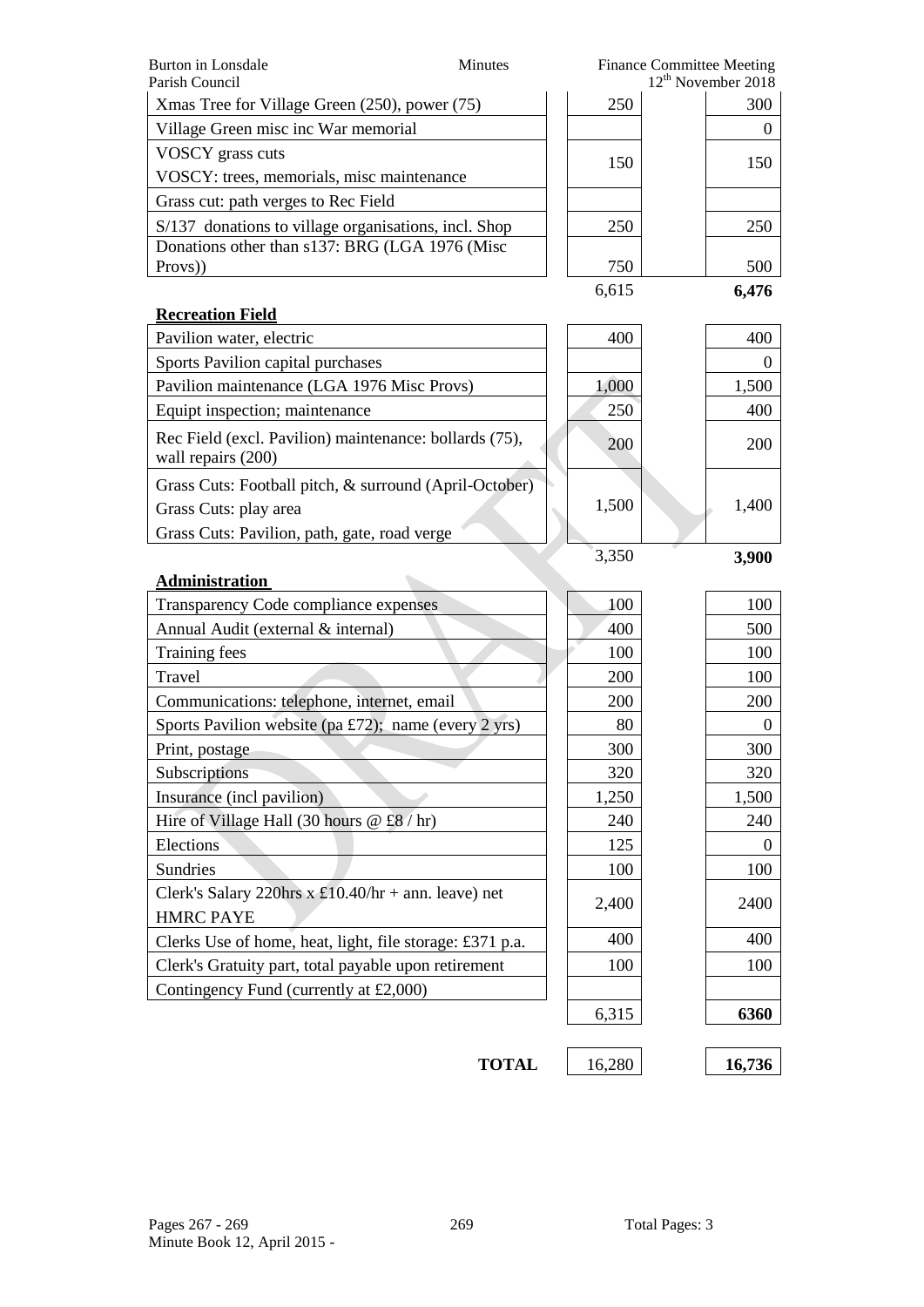| | | |
|---|---|---|
| Xmas Tree for Village Green (250), power (75) | 250 | 300 |
| Village Green misc inc War memorial | | 0 |
| VOSCY grass cuts<br>VOSCY: trees, memorials, misc maintenance | 150 | 150 |
| Grass cut: path verges to Rec Field | | |
| S/137 donations to village organisations, incl. Shop | 250 | 250 |
| Donations other than s137: BRG (LGA 1976 (Misc Provs)) | 750 | 500 |
| | 6,615 | **6,476** |

**Recreation Field**

| | | |
|---|---|---|
| Pavilion water, electric | 400 | 400 |
| Sports Pavilion capital purchases | | 0 |
| Pavilion maintenance (LGA 1976 Misc Provs) | 1,000 | 1,500 |
| Equipt inspection; maintenance | 250 | 400 |
| Rec Field (excl. Pavilion) maintenance: bollards (75), wall repairs (200) | 200 | 200 |
| Grass Cuts: Football pitch, & surround (April-October)<br>Grass Cuts: play area<br>Grass Cuts: Pavilion, path, gate, road verge | 1,500 | 1,400 |
| | 3,350 | **3,900** |

**Administration**

| | | |
|---|---|---|
| Transparency Code compliance expenses | 100 | 100 |
| Annual Audit (external & internal) | 400 | 500 |
| Training fees | 100 | 100 |
| Travel | 200 | 100 |
| Communications: telephone, internet, email | 200 | 200 |
| Sports Pavilion website (pa £72); name (every 2 yrs) | 80 | 0 |
| Print, postage | 300 | 300 |
| Subscriptions | 320 | 320 |
| Insurance (incl pavilion) | 1,250 | 1,500 |
| Hire of Village Hall (30 hours @ £8 / hr) | 240 | 240 |
| Elections | 125 | 0 |
| Sundries | 100 | 100 |
| Clerk's Salary 220hrs x £10.40/hr + ann. leave) net HMRC PAYE | 2,400 | 2400 |
| Clerks Use of home, heat, light, file storage: £371 p.a. | 400 | 400 |
| Clerk's Gratuity part, total payable upon retirement | 100 | 100 |
| Contingency Fund (currently at £2,000) | | |
| | 6,315 | **6360** |
| **TOTAL** | 16,280 | **16,736** |